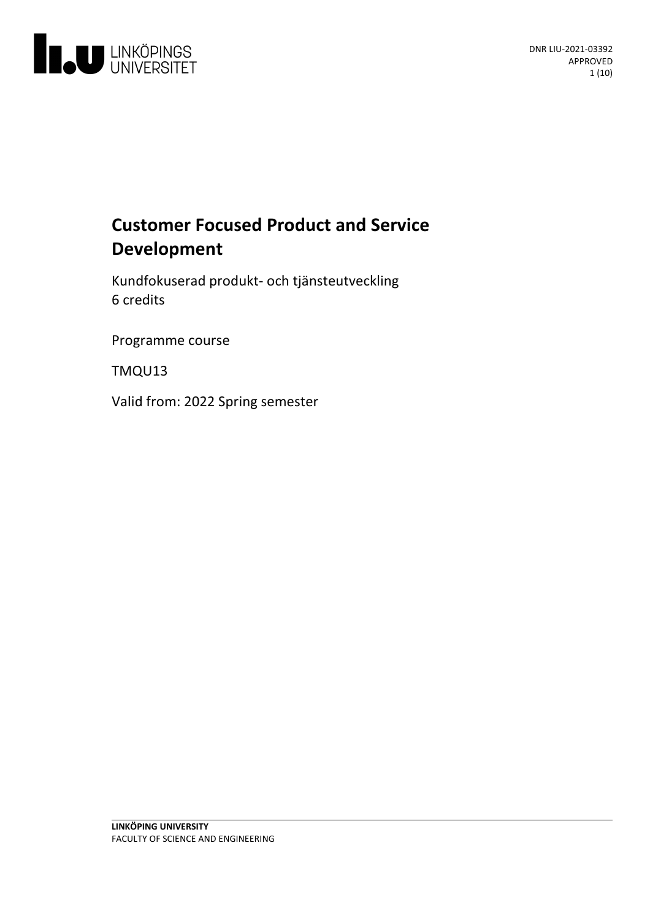DNR LIU-2021-03392
APPROVED

# Customer Focused Product and Service Development

Kundfokuserad produkt- och tjänsteutveckling
6 credits

Programme course

TMQU13

Valid from: 2022 Spring semester

**LINKÖPING UNIVERSITY**
FACULTY OF SCIENCE AND ENGINEERING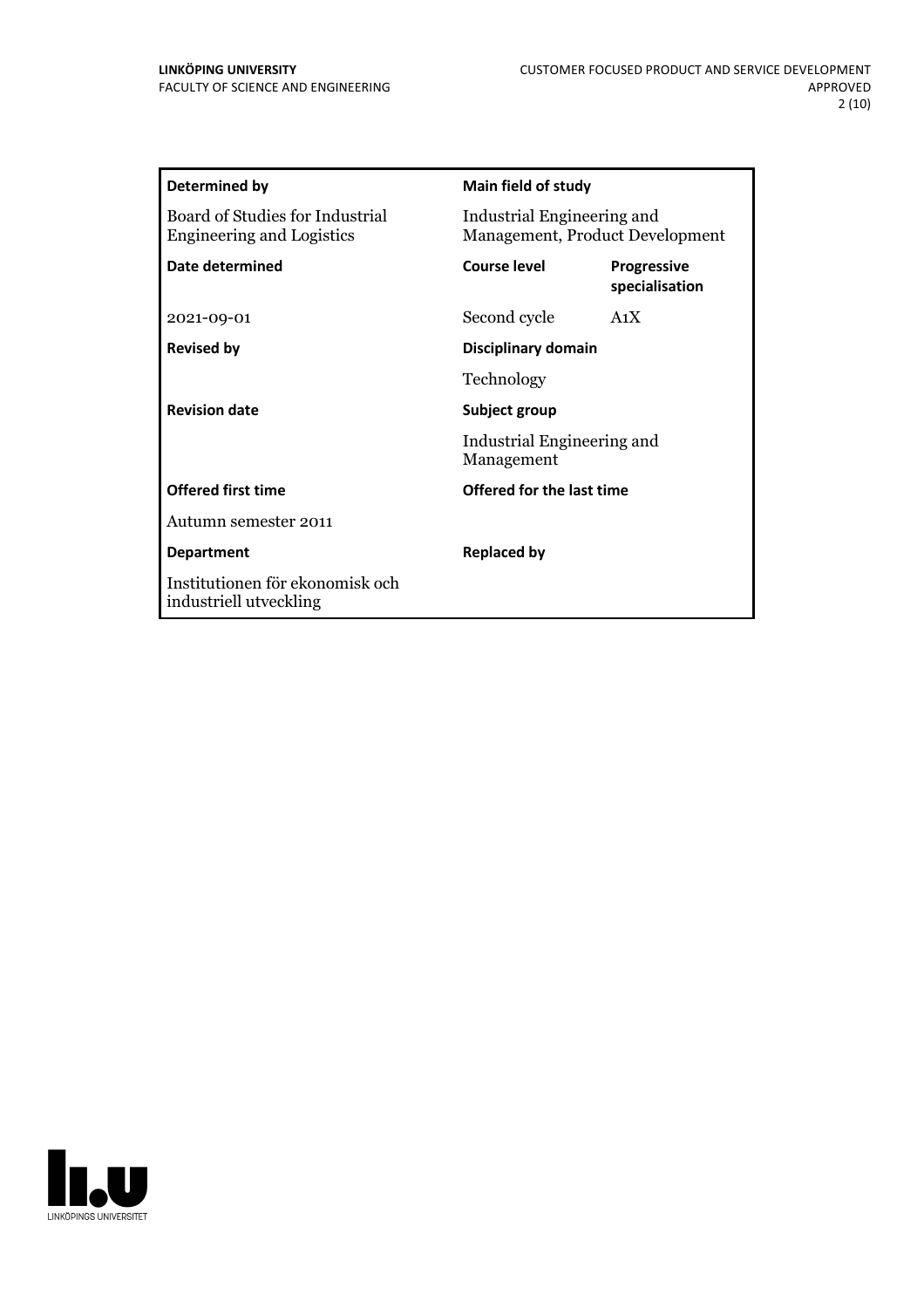| Determined by | Main field of study | |
|---|---|---|
| Board of Studies for Industrial Engineering and Logistics | Industrial Engineering and Management, Product Development | |
| **Date determined** | **Course level** | **Progressive specialisation** |
| 2021-09-01 | Second cycle | A1X |
| **Revised by** | **Disciplinary domain** | |
| | Technology | |
| **Revision date** | **Subject group** | |
| | Industrial Engineering and Management | |
| **Offered first time** | **Offered for the last time** | |
| Autumn semester 2011 | | |
| **Department** | **Replaced by** | |
| Institutionen för ekonomisk och industriell utveckling | | |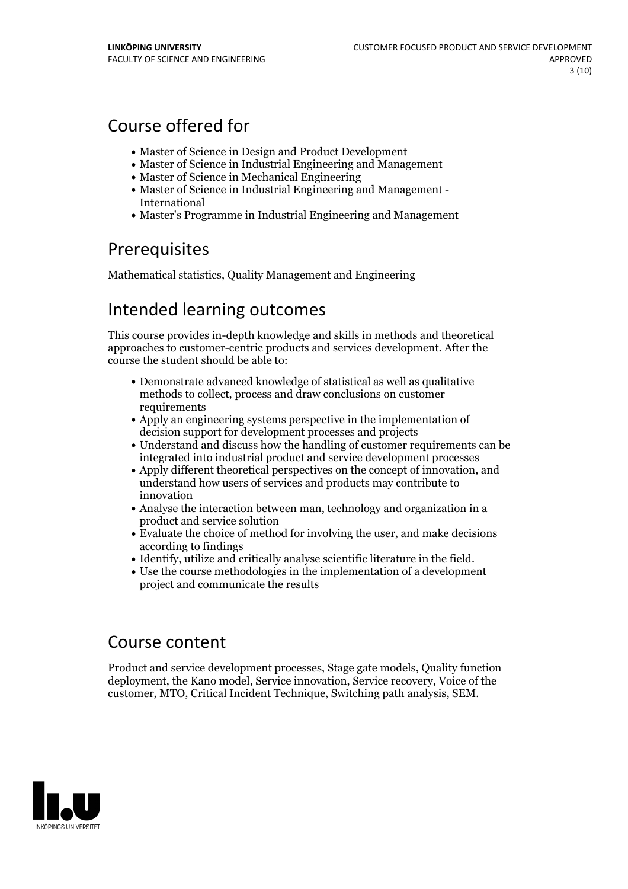## Course offered for

- Master of Science in Design and Product Development
- Master of Science in Industrial Engineering and Management
- Master of Science in Mechanical Engineering
- Master of Science in Industrial Engineering and Management - International
- Master's Programme in Industrial Engineering and Management

## Prerequisites

Mathematical statistics, Quality Management and Engineering

## Intended learning outcomes

This course provides in-depth knowledge and skills in methods and theoretical approaches to customer-centric products and services development. After the course the student should be able to:

- Demonstrate advanced knowledge of statistical as well as qualitative methods to collect, process and draw conclusions on customer requirements
- Apply an engineering systems perspective in the implementation of decision support for development processes and projects
- Understand and discuss how the handling of customer requirements can be integrated into industrial product and service development processes
- Apply different theoretical perspectives on the concept of innovation, and understand how users of services and products may contribute to innovation
- Analyse the interaction between man, technology and organization in a product and service solution
- Evaluate the choice of method for involving the user, and make decisions according to findings
- Identify, utilize and critically analyse scientific literature in the field.
- Use the course methodologies in the implementation of a development project and communicate the results

## Course content

Product and service development processes, Stage gate models, Quality function deployment, the Kano model, Service innovation, Service recovery, Voice of the customer, MTO, Critical Incident Technique, Switching path analysis, SEM.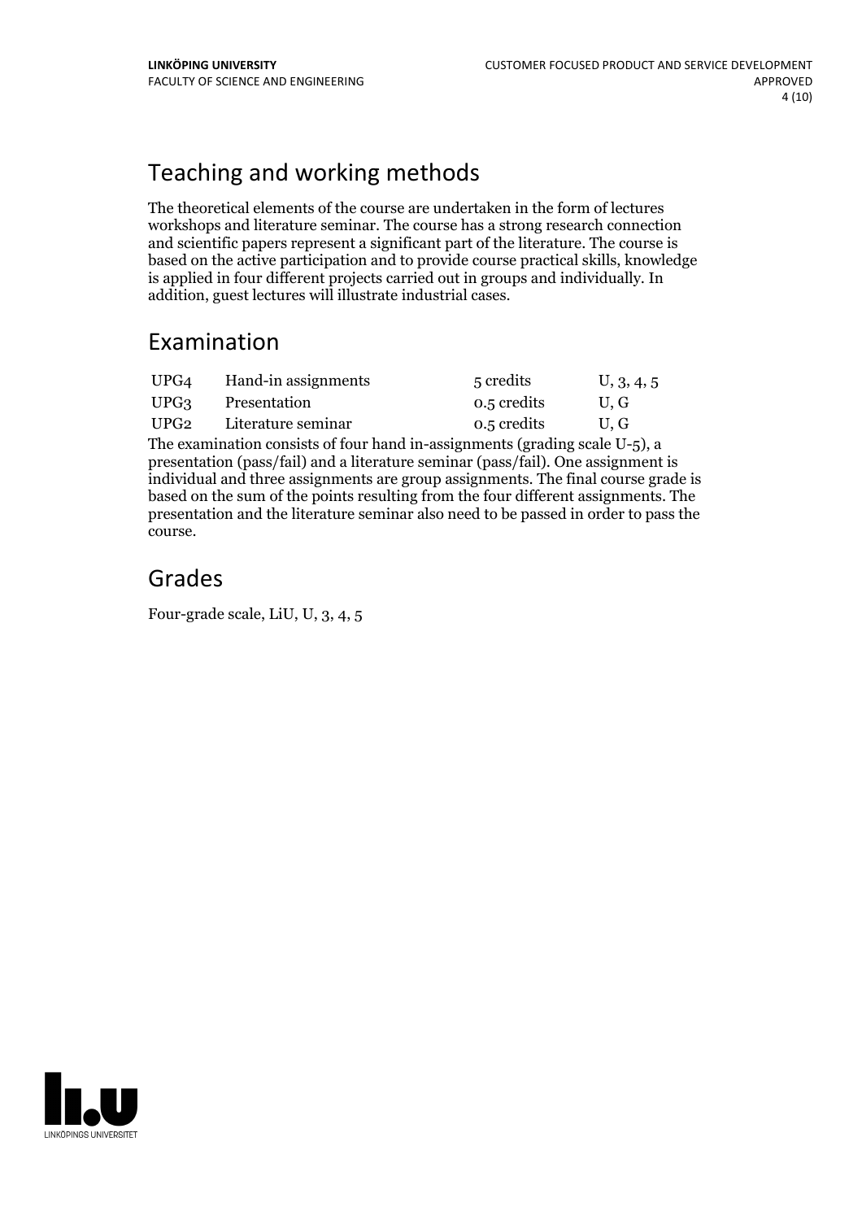## Teaching and working methods

The theoretical elements of the course are undertaken in the form of lectures workshops and literature seminar. The course has a strong research connection and scientific papers represent a significant part of the literature. The course is based on the active participation and to provide course practical skills, knowledge is applied in four different projects carried out in groups and individually. In addition, guest lectures will illustrate industrial cases.

## Examination

| | | | |
|---|---|---|---|
| UPG4 | Hand-in assignments | 5 credits | U, 3, 4, 5 |
| UPG3 | Presentation | 0.5 credits | U, G |
| UPG2 | Literature seminar | 0.5 credits | U, G |

The examination consists of four hand in-assignments (grading scale U-5), a presentation (pass/fail) and a literature seminar (pass/fail). One assignment is individual and three assignments are group assignments. The final course grade is based on the sum of the points resulting from the four different assignments. The presentation and the literature seminar also need to be passed in order to pass the course.

## Grades

Four-grade scale, LiU, U, 3, 4, 5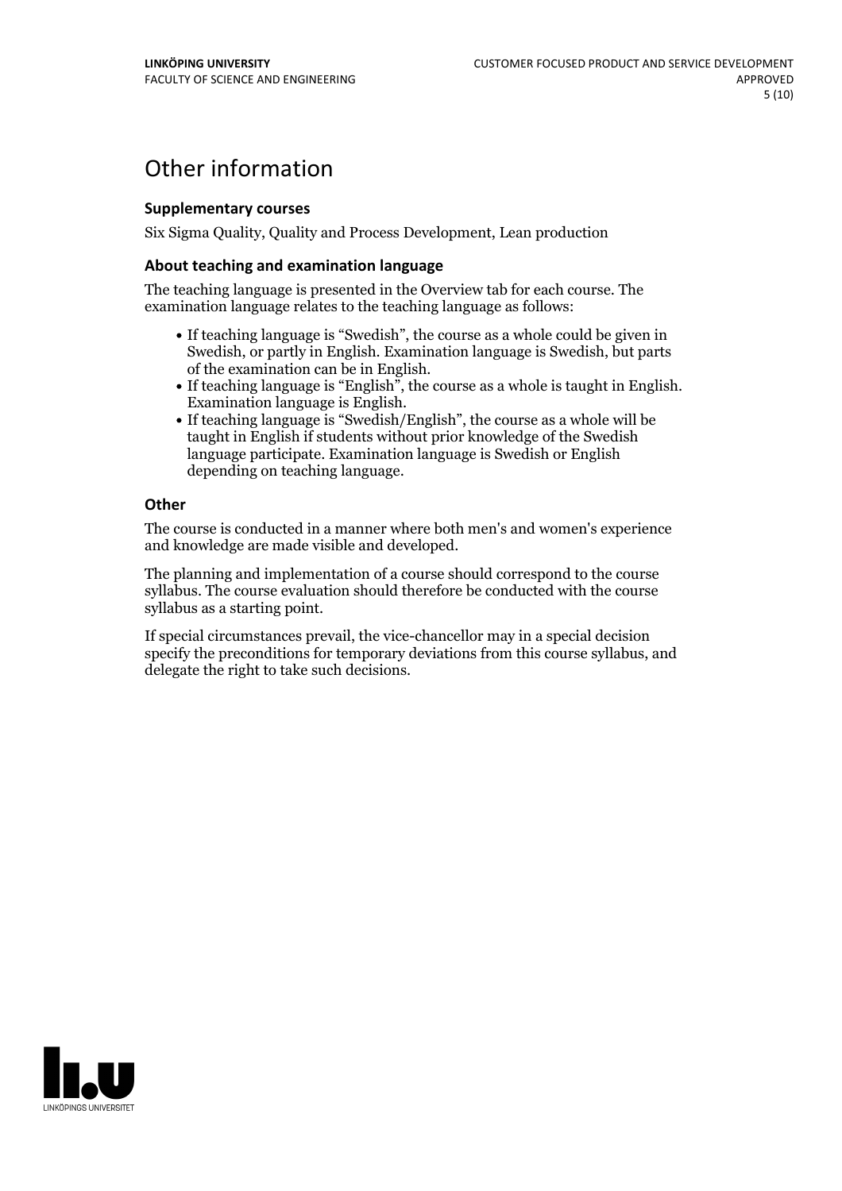# Other information

### Supplementary courses

Six Sigma Quality, Quality and Process Development, Lean production

### About teaching and examination language

The teaching language is presented in the Overview tab for each course. The examination language relates to the teaching language as follows:

- If teaching language is "Swedish", the course as a whole could be given in Swedish, or partly in English. Examination language is Swedish, but parts of the examination can be in English.
- If teaching language is "English", the course as a whole is taught in English. Examination language is English.
- If teaching language is "Swedish/English", the course as a whole will be taught in English if students without prior knowledge of the Swedish language participate. Examination language is Swedish or English depending on teaching language.

### Other

The course is conducted in a manner where both men's and women's experience and knowledge are made visible and developed.

The planning and implementation of a course should correspond to the course syllabus. The course evaluation should therefore be conducted with the course syllabus as a starting point.

If special circumstances prevail, the vice-chancellor may in a special decision specify the preconditions for temporary deviations from this course syllabus, and delegate the right to take such decisions.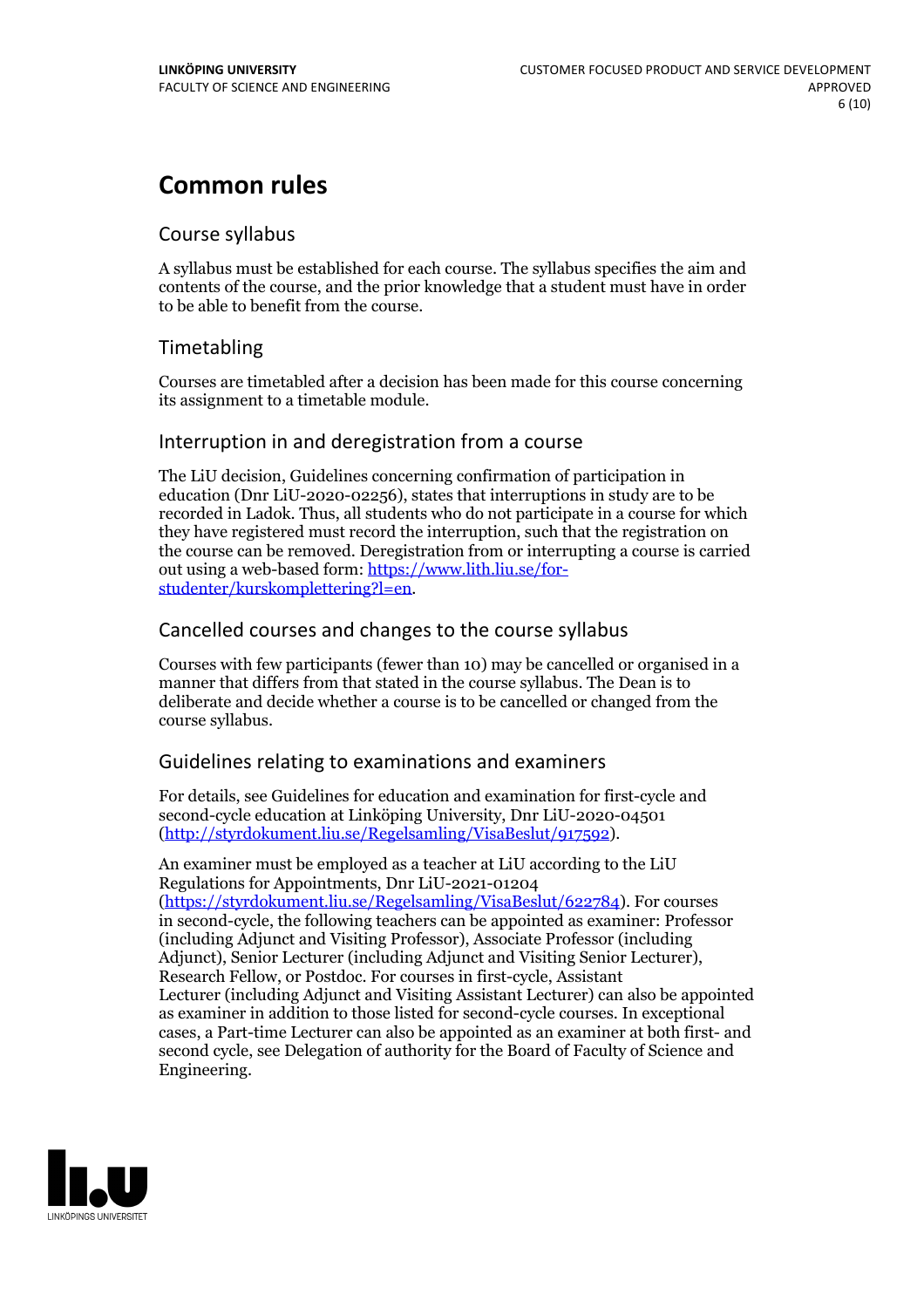# Common rules

## Course syllabus

A syllabus must be established for each course. The syllabus specifies the aim and contents of the course, and the prior knowledge that a student must have in order to be able to benefit from the course.

## Timetabling

Courses are timetabled after a decision has been made for this course concerning its assignment to a timetable module.

## Interruption in and deregistration from a course

The LiU decision, Guidelines concerning confirmation of participation in education (Dnr LiU-2020-02256), states that interruptions in study are to be recorded in Ladok. Thus, all students who do not participate in a course for which they have registered must record the interruption, such that the registration on the course can be removed. Deregistration from or interrupting a course is carried out using a web-based form: https://www.lith.liu.se/for-studenter/kurskomplettering?l=en.

## Cancelled courses and changes to the course syllabus

Courses with few participants (fewer than 10) may be cancelled or organised in a manner that differs from that stated in the course syllabus. The Dean is to deliberate and decide whether a course is to be cancelled or changed from the course syllabus.

## Guidelines relating to examinations and examiners

For details, see Guidelines for education and examination for first-cycle and second-cycle education at Linköping University, Dnr LiU-2020-04501 (http://styrdokument.liu.se/Regelsamling/VisaBeslut/917592).

An examiner must be employed as a teacher at LiU according to the LiU Regulations for Appointments, Dnr LiU-2021-01204 (https://styrdokument.liu.se/Regelsamling/VisaBeslut/622784). For courses in second-cycle, the following teachers can be appointed as examiner: Professor (including Adjunct and Visiting Professor), Associate Professor (including Adjunct), Senior Lecturer (including Adjunct and Visiting Senior Lecturer), Research Fellow, or Postdoc. For courses in first-cycle, Assistant Lecturer (including Adjunct and Visiting Assistant Lecturer) can also be appointed as examiner in addition to those listed for second-cycle courses. In exceptional cases, a Part-time Lecturer can also be appointed as an examiner at both first- and second cycle, see Delegation of authority for the Board of Faculty of Science and Engineering.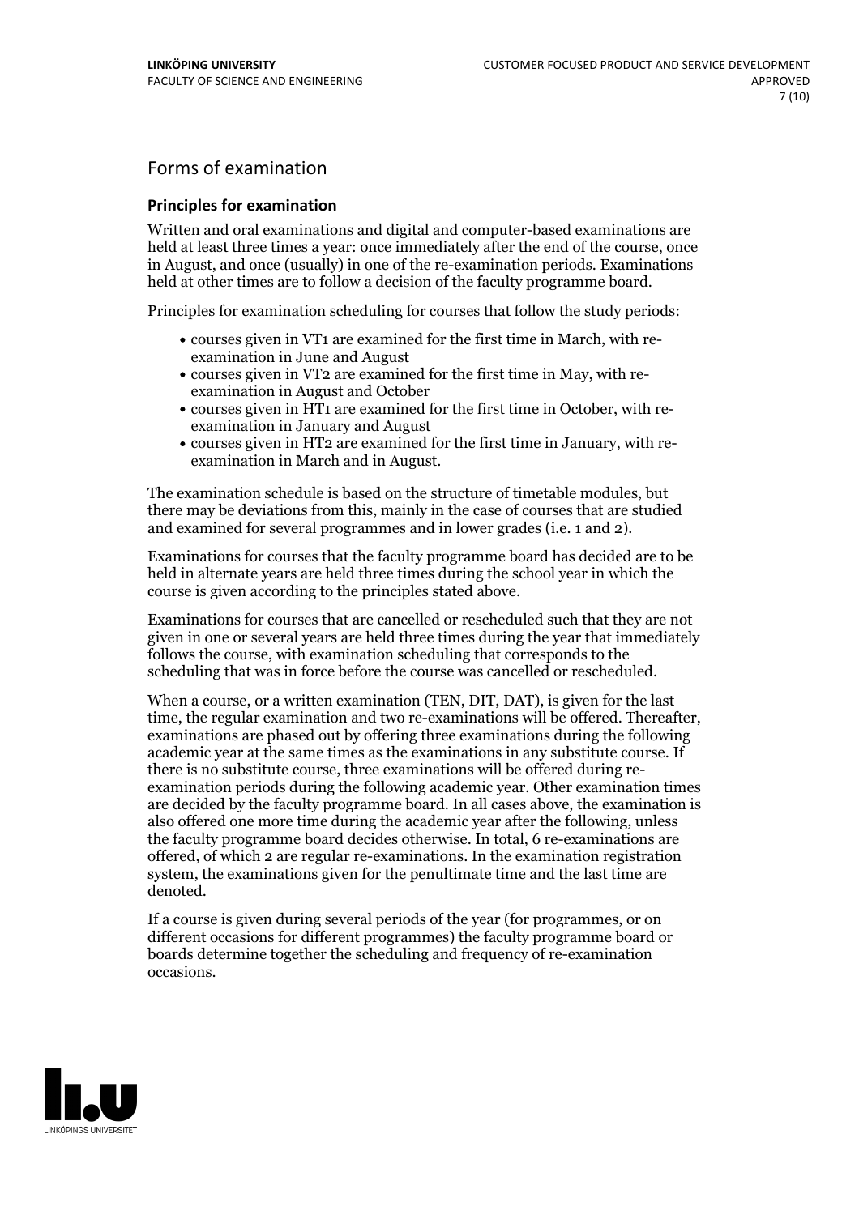## Forms of examination

### Principles for examination

Written and oral examinations and digital and computer-based examinations are held at least three times a year: once immediately after the end of the course, once in August, and once (usually) in one of the re-examination periods. Examinations held at other times are to follow a decision of the faculty programme board.

Principles for examination scheduling for courses that follow the study periods:

- courses given in VT1 are examined for the first time in March, with re-examination in June and August
- courses given in VT2 are examined for the first time in May, with re-examination in August and October
- courses given in HT1 are examined for the first time in October, with re-examination in January and August
- courses given in HT2 are examined for the first time in January, with re-examination in March and in August.

The examination schedule is based on the structure of timetable modules, but there may be deviations from this, mainly in the case of courses that are studied and examined for several programmes and in lower grades (i.e. 1 and 2).

Examinations for courses that the faculty programme board has decided are to be held in alternate years are held three times during the school year in which the course is given according to the principles stated above.

Examinations for courses that are cancelled or rescheduled such that they are not given in one or several years are held three times during the year that immediately follows the course, with examination scheduling that corresponds to the scheduling that was in force before the course was cancelled or rescheduled.

When a course, or a written examination (TEN, DIT, DAT), is given for the last time, the regular examination and two re-examinations will be offered. Thereafter, examinations are phased out by offering three examinations during the following academic year at the same times as the examinations in any substitute course. If there is no substitute course, three examinations will be offered during re-examination periods during the following academic year. Other examination times are decided by the faculty programme board. In all cases above, the examination is also offered one more time during the academic year after the following, unless the faculty programme board decides otherwise. In total, 6 re-examinations are offered, of which 2 are regular re-examinations. In the examination registration system, the examinations given for the penultimate time and the last time are denoted.

If a course is given during several periods of the year (for programmes, or on different occasions for different programmes) the faculty programme board or boards determine together the scheduling and frequency of re-examination occasions.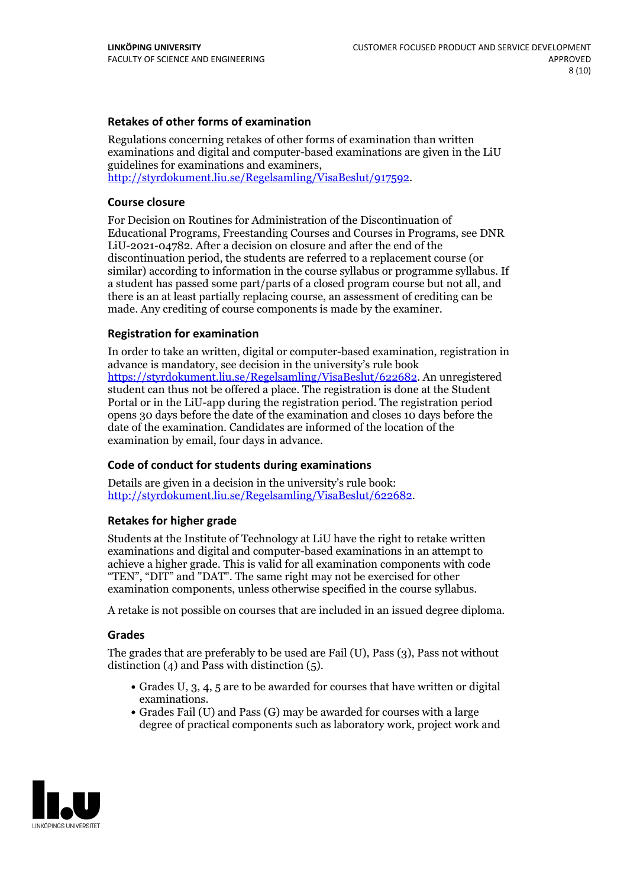### Retakes of other forms of examination

Regulations concerning retakes of other forms of examination than written examinations and digital and computer-based examinations are given in the LiU guidelines for examinations and examiners, http://styrdokument.liu.se/Regelsamling/VisaBeslut/917592.

### Course closure

For Decision on Routines for Administration of the Discontinuation of Educational Programs, Freestanding Courses and Courses in Programs, see DNR LiU-2021-04782. After a decision on closure and after the end of the discontinuation period, the students are referred to a replacement course (or similar) according to information in the course syllabus or programme syllabus. If a student has passed some part/parts of a closed program course but not all, and there is an at least partially replacing course, an assessment of crediting can be made. Any crediting of course components is made by the examiner.

### Registration for examination

In order to take an written, digital or computer-based examination, registration in advance is mandatory, see decision in the university's rule book https://styrdokument.liu.se/Regelsamling/VisaBeslut/622682. An unregistered student can thus not be offered a place. The registration is done at the Student Portal or in the LiU-app during the registration period. The registration period opens 30 days before the date of the examination and closes 10 days before the date of the examination. Candidates are informed of the location of the examination by email, four days in advance.

### Code of conduct for students during examinations

Details are given in a decision in the university's rule book: http://styrdokument.liu.se/Regelsamling/VisaBeslut/622682.

### Retakes for higher grade

Students at the Institute of Technology at LiU have the right to retake written examinations and digital and computer-based examinations in an attempt to achieve a higher grade. This is valid for all examination components with code "TEN", "DIT" and "DAT". The same right may not be exercised for other examination components, unless otherwise specified in the course syllabus.

A retake is not possible on courses that are included in an issued degree diploma.

### Grades

The grades that are preferably to be used are Fail (U), Pass (3), Pass not without distinction (4) and Pass with distinction (5).

- Grades U, 3, 4, 5 are to be awarded for courses that have written or digital examinations.
- Grades Fail (U) and Pass (G) may be awarded for courses with a large degree of practical components such as laboratory work, project work and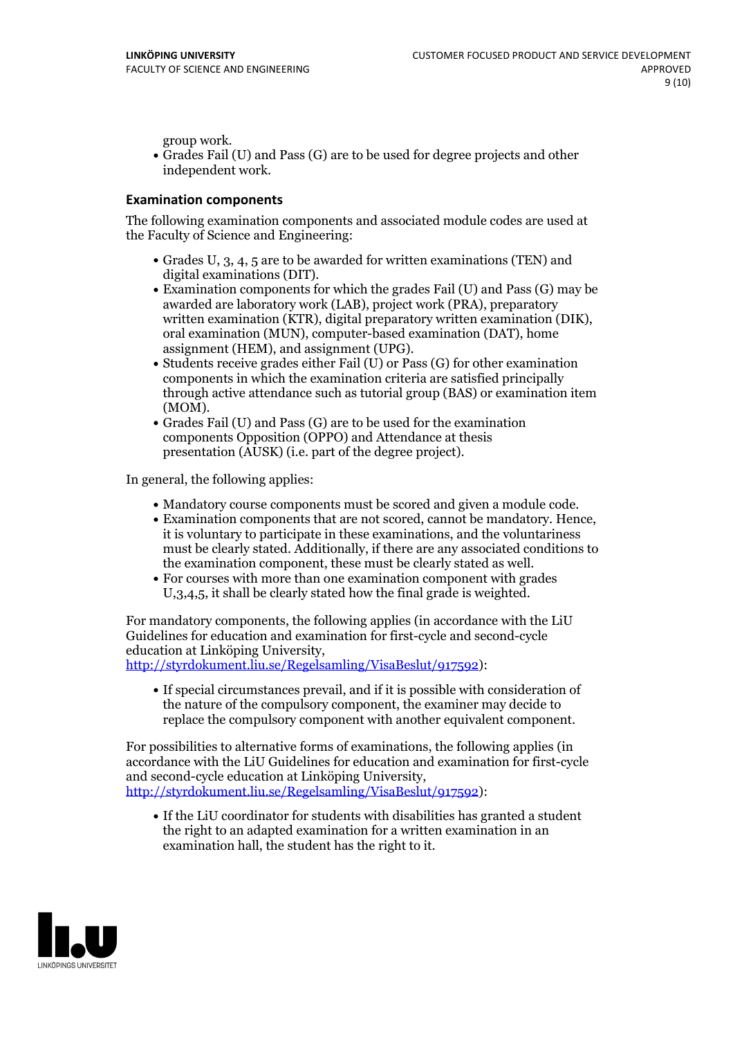group work.

- Grades Fail (U) and Pass (G) are to be used for degree projects and other independent work.

### Examination components

The following examination components and associated module codes are used at the Faculty of Science and Engineering:

- Grades U, 3, 4, 5 are to be awarded for written examinations (TEN) and digital examinations (DIT).
- Examination components for which the grades Fail (U) and Pass (G) may be awarded are laboratory work (LAB), project work (PRA), preparatory written examination (KTR), digital preparatory written examination (DIK), oral examination (MUN), computer-based examination (DAT), home assignment (HEM), and assignment (UPG).
- Students receive grades either Fail (U) or Pass (G) for other examination components in which the examination criteria are satisfied principally through active attendance such as tutorial group (BAS) or examination item (MOM).
- Grades Fail (U) and Pass (G) are to be used for the examination components Opposition (OPPO) and Attendance at thesis presentation (AUSK) (i.e. part of the degree project).

In general, the following applies:

- Mandatory course components must be scored and given a module code.
- Examination components that are not scored, cannot be mandatory. Hence, it is voluntary to participate in these examinations, and the voluntariness must be clearly stated. Additionally, if there are any associated conditions to the examination component, these must be clearly stated as well.
- For courses with more than one examination component with grades U,3,4,5, it shall be clearly stated how the final grade is weighted.

For mandatory components, the following applies (in accordance with the LiU Guidelines for education and examination for first-cycle and second-cycle education at Linköping University, http://styrdokument.liu.se/Regelsamling/VisaBeslut/917592):

- If special circumstances prevail, and if it is possible with consideration of the nature of the compulsory component, the examiner may decide to replace the compulsory component with another equivalent component.

For possibilities to alternative forms of examinations, the following applies (in accordance with the LiU Guidelines for education and examination for first-cycle and second-cycle education at Linköping University, http://styrdokument.liu.se/Regelsamling/VisaBeslut/917592):

- If the LiU coordinator for students with disabilities has granted a student the right to an adapted examination for a written examination in an examination hall, the student has the right to it.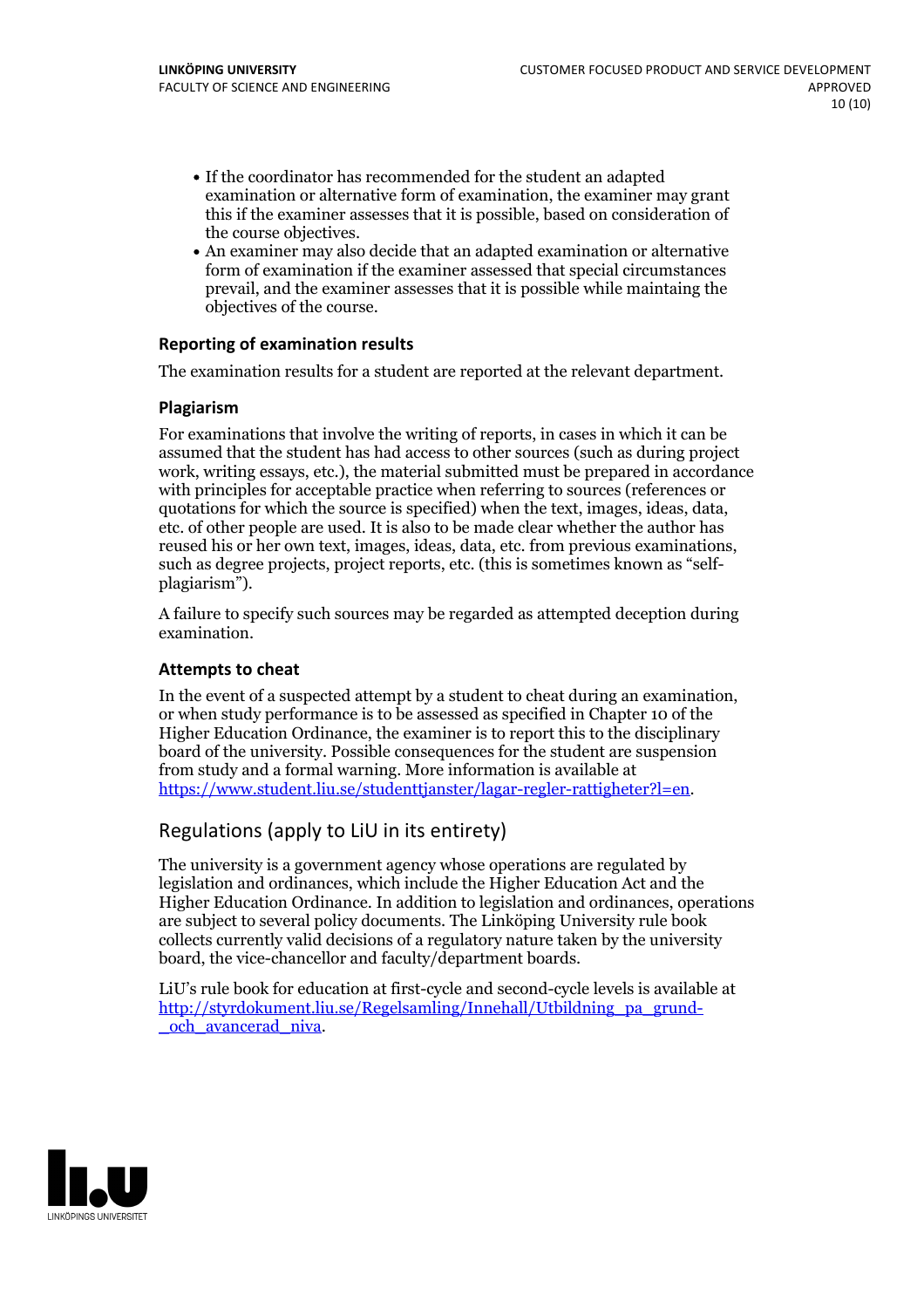- If the coordinator has recommended for the student an adapted examination or alternative form of examination, the examiner may grant this if the examiner assesses that it is possible, based on consideration of the course objectives.
- An examiner may also decide that an adapted examination or alternative form of examination if the examiner assessed that special circumstances prevail, and the examiner assesses that it is possible while maintaing the objectives of the course.

### Reporting of examination results

The examination results for a student are reported at the relevant department.

### Plagiarism

For examinations that involve the writing of reports, in cases in which it can be assumed that the student has had access to other sources (such as during project work, writing essays, etc.), the material submitted must be prepared in accordance with principles for acceptable practice when referring to sources (references or quotations for which the source is specified) when the text, images, ideas, data, etc. of other people are used. It is also to be made clear whether the author has reused his or her own text, images, ideas, data, etc. from previous examinations, such as degree projects, project reports, etc. (this is sometimes known as "self-plagiarism").

A failure to specify such sources may be regarded as attempted deception during examination.

### Attempts to cheat

In the event of a suspected attempt by a student to cheat during an examination, or when study performance is to be assessed as specified in Chapter 10 of the Higher Education Ordinance, the examiner is to report this to the disciplinary board of the university. Possible consequences for the student are suspension from study and a formal warning. More information is available at https://www.student.liu.se/studenttjanster/lagar-regler-rattigheter?l=en.

## Regulations (apply to LiU in its entirety)

The university is a government agency whose operations are regulated by legislation and ordinances, which include the Higher Education Act and the Higher Education Ordinance. In addition to legislation and ordinances, operations are subject to several policy documents. The Linköping University rule book collects currently valid decisions of a regulatory nature taken by the university board, the vice-chancellor and faculty/department boards.

LiU's rule book for education at first-cycle and second-cycle levels is available at http://styrdokument.liu.se/Regelsamling/Innehall/Utbildning_pa_grund-_och_avancerad_niva.